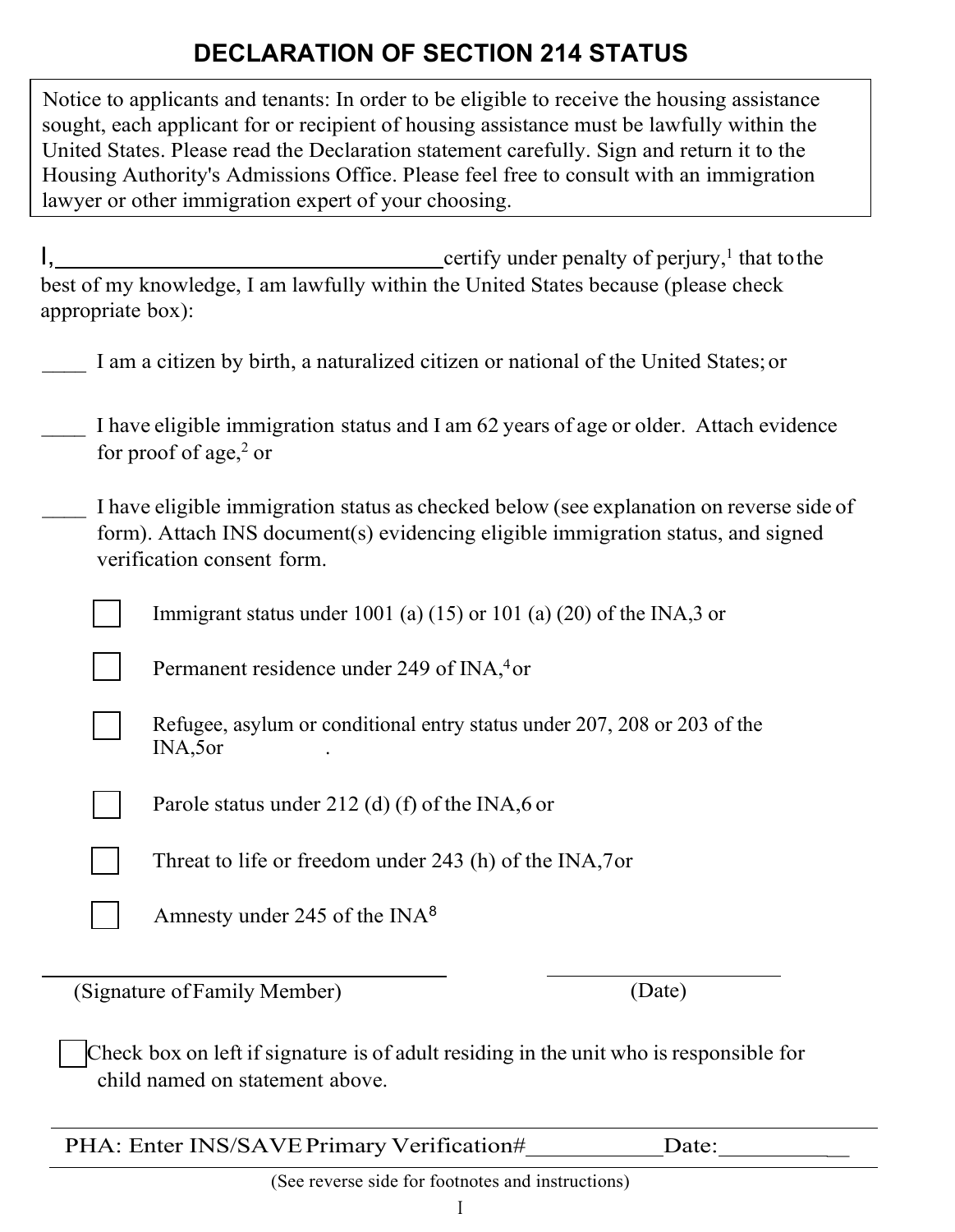# DECLARATION OF SECTION 214 STATUS

> Notice to applicants and tenants: In order to be eligible to receive the housing assistance sought, each applicant for or recipient of housing assistance must be lawfully within the United States. Please read the Declaration statement carefully. Sign and return it to the Housing Authority's Admissions Office. Please feel free to consult with an immigration lawyer or other immigration expert of your choosing.

I,\_\_\_\_\_\_\_\_\_\_\_\_\_\_\_\_\_\_\_\_\_\_\_\_\_\_\_\_\_\_\_\_ certify under penalty of perjury,[1] that to the best of my knowledge, I am lawfully within the United States because (please check appropriate box):

\_\_\_\_ I am a citizen by birth, a naturalized citizen or national of the United States; or

\_\_\_\_ I have eligible immigration status and I am 62 years of age or older. Attach evidence for proof of age,[2] or

\_\_\_\_ I have eligible immigration status as checked below (see explanation on reverse side of form). Attach INS document(s) evidencing eligible immigration status, and signed verification consent form.

- ☐ Immigrant status under 1001 (a) (15) or 101 (a) (20) of the INA,3 or
- ☐ Permanent residence under 249 of INA,[4] or
- ☐ Refugee, asylum or conditional entry status under 207, 208 or 203 of the INA,5or .
- ☐ Parole status under 212 (d) (f) of the INA,6 or
- ☐ Threat to life or freedom under 243 (h) of the INA,7or
- ☐ Amnesty under 245 of the INA[8]

\_\_\_\_\_\_\_\_\_\_\_\_\_\_\_\_\_\_\_\_\_\_\_\_\_\_\_\_\_\_\_\_ \_\_\_\_\_\_\_\_\_\_\_\_\_\_\_\_\_\_\_\_\_\_

(Signature of Family Member) (Date)

☐ Check box on left if signature is of adult residing in the unit who is responsible for child named on statement above.

PHA: Enter INS/SAVE Primary Verification#\_\_\_\_\_\_\_\_\_\_\_\_ Date:\_\_\_\_\_\_\_\_\_\_\_\_

(See reverse side for footnotes and instructions)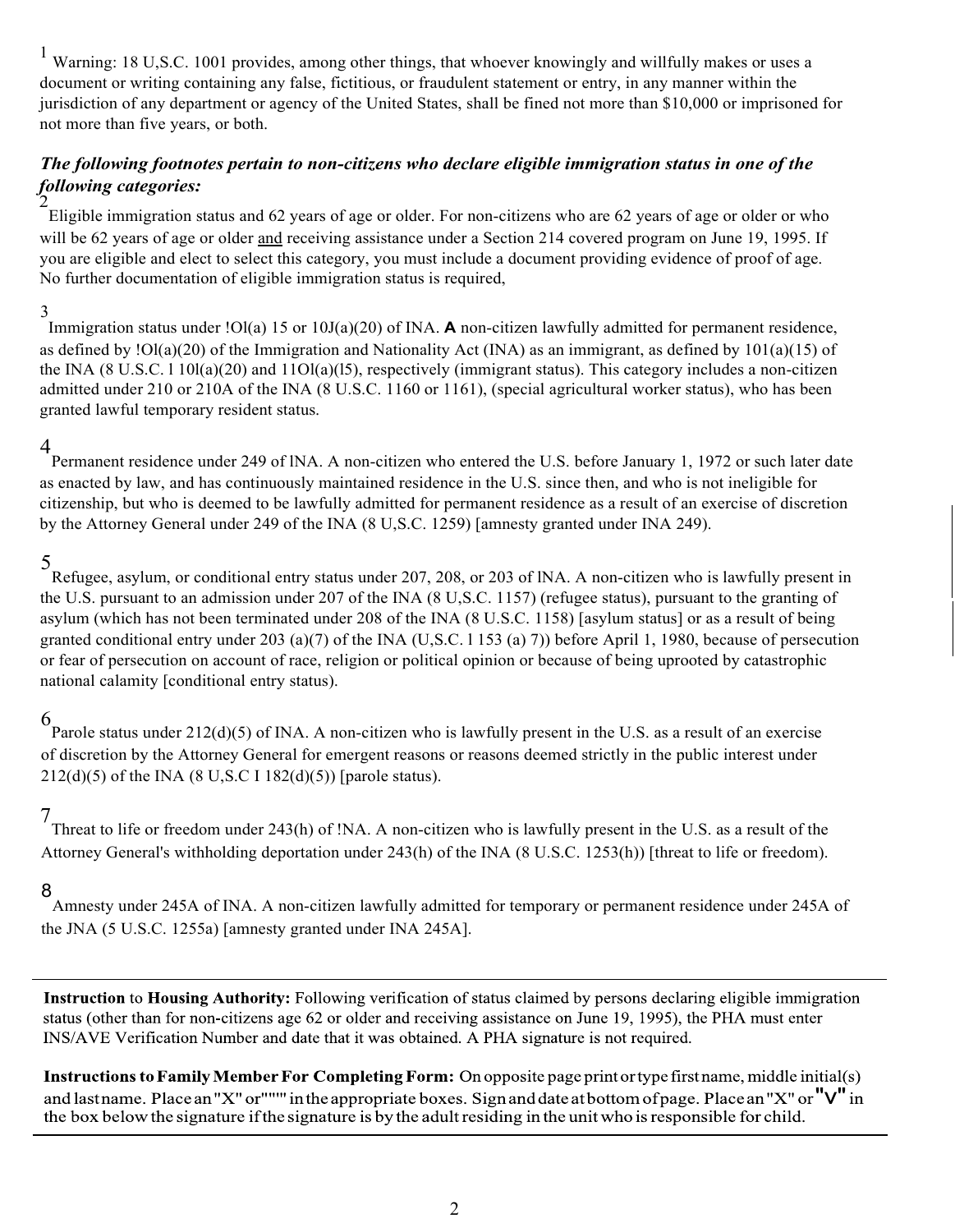[1] Warning: 18 U,S.C. 1001 provides, among other things, that whoever knowingly and willfully makes or uses a document or writing containing any false, fictitious, or fraudulent statement or entry, in any manner within the jurisdiction of any department or agency of the United States, shall be fined not more than $10,000 or imprisoned for not more than five years, or both.

***The following footnotes pertain to non-citizens who declare eligible immigration status in one of the following categories:***

[2] Eligible immigration status and 62 years of age or older. For non-citizens who are 62 years of age or older or who will be 62 years of age or older <u>and</u> receiving assistance under a Section 214 covered program on June 19, 1995. If you are eligible and elect to select this category, you must include a document providing evidence of proof of age. No further documentation of eligible immigration status is required,

[3] Immigration status under !Ol(a) 15 or 10J(a)(20) of INA. **A** non-citizen lawfully admitted for permanent residence, as defined by !Ol(a)(20) of the Immigration and Nationality Act (INA) as an immigrant, as defined by 101(a)(15) of the INA (8 U.S.C. l 10l(a)(20) and 11Ol(a)(l5), respectively (immigrant status). This category includes a non-citizen admitted under 210 or 210A of the INA (8 U.S.C. 1160 or 1161), (special agricultural worker status), who has been granted lawful temporary resident status.

[4] Permanent residence under 249 of lNA. A non-citizen who entered the U.S. before January 1, 1972 or such later date as enacted by law, and has continuously maintained residence in the U.S. since then, and who is not ineligible for citizenship, but who is deemed to be lawfully admitted for permanent residence as a result of an exercise of discretion by the Attorney General under 249 of the INA (8 U,S.C. 1259) [amnesty granted under INA 249).

[5] Refugee, asylum, or conditional entry status under 207, 208, or 203 of lNA. A non-citizen who is lawfully present in the U.S. pursuant to an admission under 207 of the INA (8 U,S.C. 1157) (refugee status), pursuant to the granting of asylum (which has not been terminated under 208 of the INA (8 U.S.C. 1158) [asylum status] or as a result of being granted conditional entry under 203 (a)(7) of the INA (U,S.C. l 153 (a) 7)) before April 1, 1980, because of persecution or fear of persecution on account of race, religion or political opinion or because of being uprooted by catastrophic national calamity [conditional entry status).

[6] Parole status under 212(d)(5) of INA. A non-citizen who is lawfully present in the U.S. as a result of an exercise of discretion by the Attorney General for emergent reasons or reasons deemed strictly in the public interest under 212(d)(5) of the INA (8 U,S.C I 182(d)(5)) [parole status).

[7] Threat to life or freedom under 243(h) of !NA. A non-citizen who is lawfully present in the U.S. as a result of the Attorney General's withholding deportation under 243(h) of the INA (8 U.S.C. 1253(h)) [threat to life or freedom).

[8] Amnesty under 245A of INA. A non-citizen lawfully admitted for temporary or permanent residence under 245A of the JNA (5 U.S.C. 1255a) [amnesty granted under INA 245A].

---

**Instruction** to **Housing Authority:** Following verification of status claimed by persons declaring eligible immigration status (other than for non-citizens age 62 or older and receiving assistance on June 19, 1995), the PHA must enter INS/AVE Verification Number and date that it was obtained. A PHA signature is not required.

**Instructions to Family Member For Completing Form:** On opposite page print or type first name, middle initial(s) and last name. Place an "X" or """ in the appropriate boxes. Sign and date at bottom of page. Place an "X" or "V" in the box below the signature if the signature is by the adult residing in the unit who is responsible for child.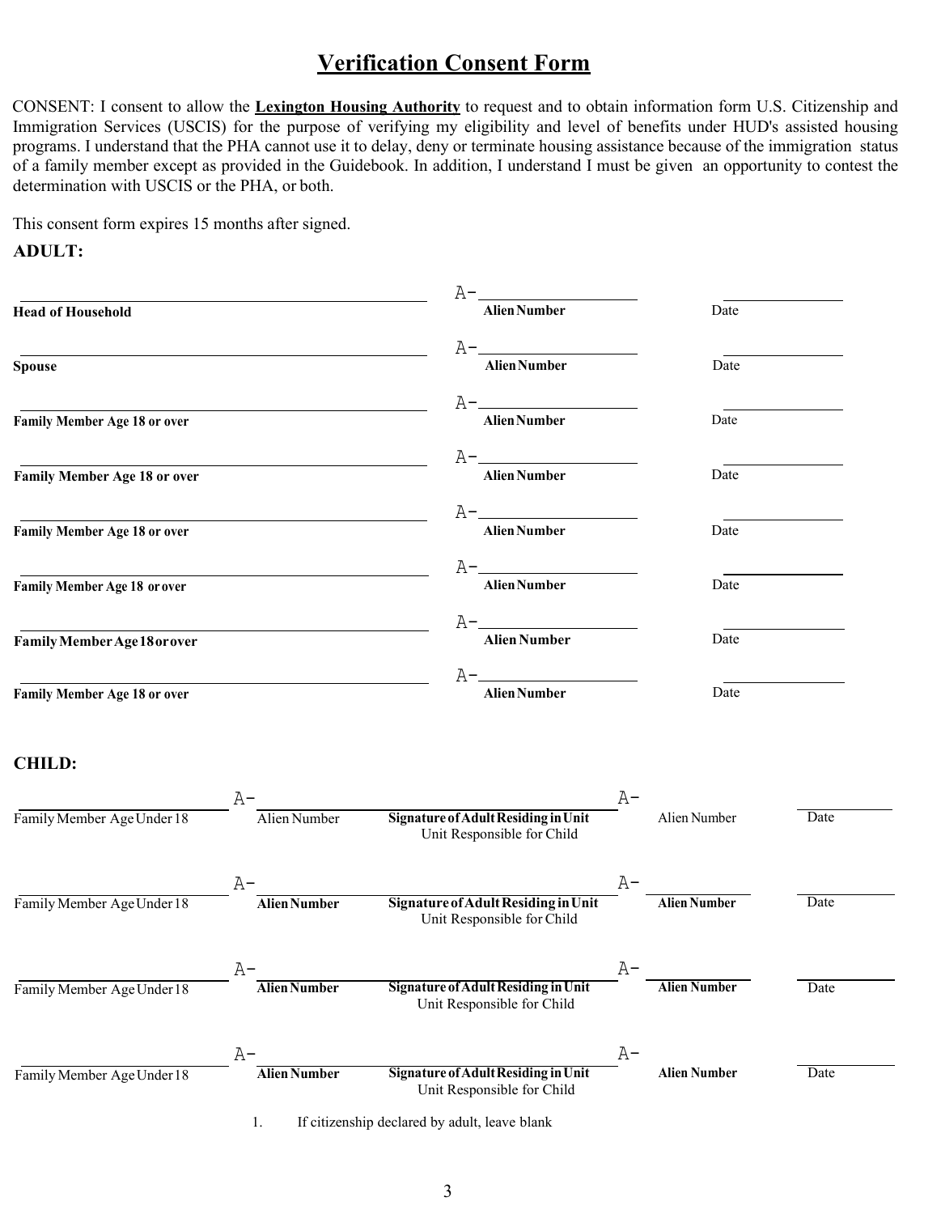# Verification Consent Form

CONSENT: I consent to allow the **Lexington Housing Authority** to request and to obtain information form U.S. Citizenship and Immigration Services (USCIS) for the purpose of verifying my eligibility and level of benefits under HUD's assisted housing programs. I understand that the PHA cannot use it to delay, deny or terminate housing assistance because of the immigration status of a family member except as provided in the Guidebook. In addition, I understand I must be given an opportunity to contest the determination with USCIS or the PHA, or both.

This consent form expires 15 months after signed.

**ADULT:**

| | | |
|---|---|---|
| ______________________________ | A-______________ | ____________ |
| **Head of Household** | **Alien Number** | Date |
| ______________________________ | A-______________ | ____________ |
| **Spouse** | **Alien Number** | Date |
| ______________________________ | A-______________ | ____________ |
| **Family Member Age 18 or over** | **Alien Number** | Date |
| ______________________________ | A-______________ | ____________ |
| **Family Member Age 18 or over** | **Alien Number** | Date |
| ______________________________ | A-______________ | ____________ |
| **Family Member Age 18 or over** | **Alien Number** | Date |
| ______________________________ | A-______________ | ____________ |
| **Family Member Age 18 or over** | **Alien Number** | Date |
| ______________________________ | A-______________ | ____________ |
| **Family Member Age 18 or over** | **Alien Number** | Date |
| ______________________________ | A-______________ | ____________ |
| **Family Member Age 18 or over** | **Alien Number** | Date |

**CHILD:**

| | | | | |
|---|---|---|---|---|
| ______________________ | A-______________ | ______________________ | A-______________ | __________ |
| Family Member Age Under 18 | Alien Number | **Signature of Adult Residing in Unit** Unit Responsible for Child | Alien Number | Date |
| ______________________ | A-______________ | ______________________ | A-______________ | __________ |
| Family Member Age Under 18 | **Alien Number** | **Signature of Adult Residing in Unit** Unit Responsible for Child | **Alien Number** | Date |
| ______________________ | A-______________ | ______________________ | A-______________ | __________ |
| Family Member Age Under 18 | **Alien Number** | **Signature of Adult Residing in Unit** Unit Responsible for Child | **Alien Number** | Date |
| ______________________ | A-______________ | ______________________ | A-______________ | __________ |
| Family Member Age Under 18 | **Alien Number** | **Signature of Adult Residing in Unit** Unit Responsible for Child | **Alien Number** | Date |

1. If citizenship declared by adult, leave blank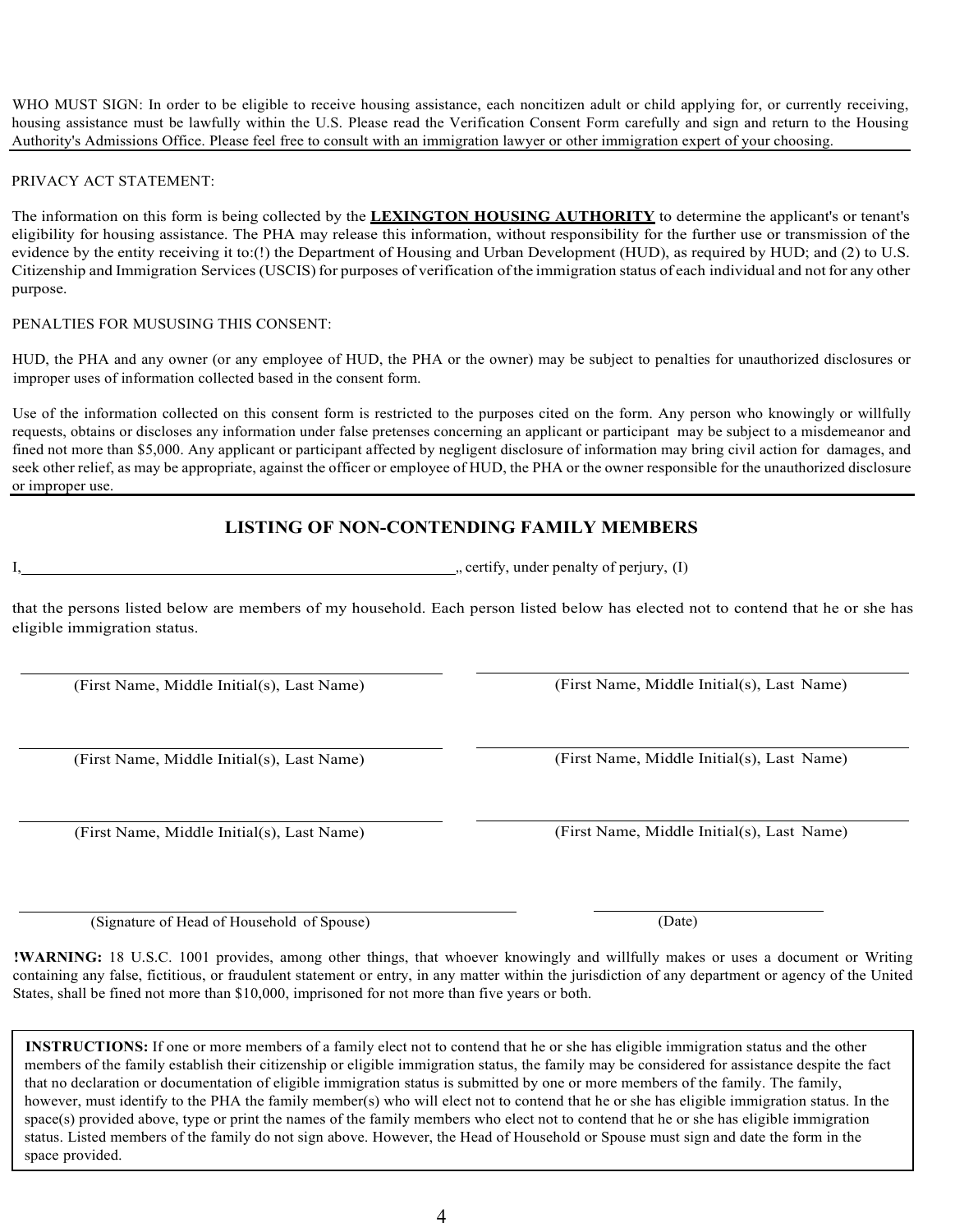WHO MUST SIGN: In order to be eligible to receive housing assistance, each noncitizen adult or child applying for, or currently receiving, housing assistance must be lawfully within the U.S. Please read the Verification Consent Form carefully and sign and return to the Housing Authority's Admissions Office. Please feel free to consult with an immigration lawyer or other immigration expert of your choosing.

PRIVACY ACT STATEMENT:

The information on this form is being collected by the **LEXINGTON HOUSING AUTHORITY** to determine the applicant's or tenant's eligibility for housing assistance. The PHA may release this information, without responsibility for the further use or transmission of the evidence by the entity receiving it to:(!) the Department of Housing and Urban Development (HUD), as required by HUD; and (2) to U.S. Citizenship and Immigration Services (USCIS) for purposes of verification of the immigration status of each individual and not for any other purpose.

PENALTIES FOR MUSUSING THIS CONSENT:

HUD, the PHA and any owner (or any employee of HUD, the PHA or the owner) may be subject to penalties for unauthorized disclosures or improper uses of information collected based in the consent form.

Use of the information collected on this consent form is restricted to the purposes cited on the form. Any person who knowingly or willfully requests, obtains or discloses any information under false pretenses concerning an applicant or participant may be subject to a misdemeanor and fined not more than $5,000. Any applicant or participant affected by negligent disclosure of information may bring civil action for damages, and seek other relief, as may be appropriate, against the officer or employee of HUD, the PHA or the owner responsible for the unauthorized disclosure or improper use.

## LISTING OF NON-CONTENDING FAMILY MEMBERS

I,\_\_\_\_\_\_\_\_\_\_\_\_\_\_\_\_\_\_\_\_\_\_\_\_\_\_\_\_\_\_\_\_\_\_\_\_\_\_\_\_\_\_\_\_,, certify, under penalty of perjury, (I)

that the persons listed below are members of my household. Each person listed below has elected not to contend that he or she has eligible immigration status.

\_\_\_\_\_\_\_\_\_\_\_\_\_\_\_\_\_\_\_\_\_\_\_\_\_\_\_\_\_\_\_\_\_\_\_\_\_\_\_\_
(First Name, Middle Initial(s), Last Name)

\_\_\_\_\_\_\_\_\_\_\_\_\_\_\_\_\_\_\_\_\_\_\_\_\_\_\_\_\_\_\_\_\_\_\_\_\_\_\_\_
(First Name, Middle Initial(s), Last Name)

\_\_\_\_\_\_\_\_\_\_\_\_\_\_\_\_\_\_\_\_\_\_\_\_\_\_\_\_\_\_\_\_\_\_\_\_\_\_\_\_
(First Name, Middle Initial(s), Last Name)

\_\_\_\_\_\_\_\_\_\_\_\_\_\_\_\_\_\_\_\_\_\_\_\_\_\_\_\_\_\_\_\_\_\_\_\_\_\_\_\_
(First Name, Middle Initial(s), Last Name)

\_\_\_\_\_\_\_\_\_\_\_\_\_\_\_\_\_\_\_\_\_\_\_\_\_\_\_\_\_\_\_\_\_\_\_\_\_\_\_\_
(First Name, Middle Initial(s), Last Name)

\_\_\_\_\_\_\_\_\_\_\_\_\_\_\_\_\_\_\_\_\_\_\_\_\_\_\_\_\_\_\_\_\_\_\_\_\_\_\_\_
(First Name, Middle Initial(s), Last Name)

\_\_\_\_\_\_\_\_\_\_\_\_\_\_\_\_\_\_\_\_\_\_\_\_\_\_\_\_\_\_\_\_\_\_\_\_\_\_\_\_
(Signature of Head of Household of Spouse)

\_\_\_\_\_\_\_\_\_\_\_\_\_\_\_\_\_\_\_\_
(Date)

**!WARNING:** 18 U.S.C. 1001 provides, among other things, that whoever knowingly and willfully makes or uses a document or Writing containing any false, fictitious, or fraudulent statement or entry, in any matter within the jurisdiction of any department or agency of the United States, shall be fined not more than $10,000, imprisoned for not more than five years or both.

**INSTRUCTIONS:** If one or more members of a family elect not to contend that he or she has eligible immigration status and the other members of the family establish their citizenship or eligible immigration status, the family may be considered for assistance despite the fact that no declaration or documentation of eligible immigration status is submitted by one or more members of the family. The family, however, must identify to the PHA the family member(s) who will elect not to contend that he or she has eligible immigration status. In the space(s) provided above, type or print the names of the family members who elect not to contend that he or she has eligible immigration status. Listed members of the family do not sign above. However, the Head of Household or Spouse must sign and date the form in the space provided.